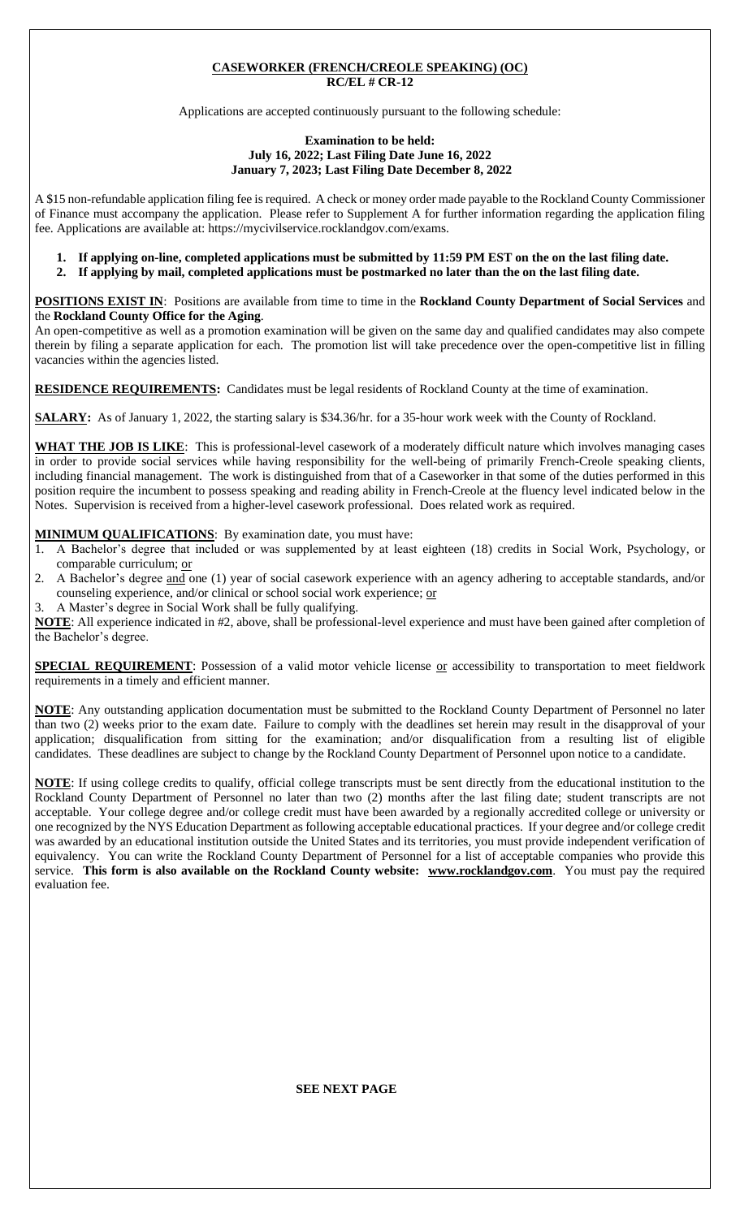**CASEWORKER (FRENCH/CREOLE SPEAKING) (OC)**
**RC/EL # CR-12**

Applications are accepted continuously pursuant to the following schedule:

**Examination to be held:**
**July 16, 2022; Last Filing Date June 16, 2022**
**January 7, 2023; Last Filing Date December 8, 2022**

A $15 non-refundable application filing fee is required. A check or money order made payable to the Rockland County Commissioner of Finance must accompany the application. Please refer to Supplement A for further information regarding the application filing fee. Applications are available at: https://mycivilservice.rocklandgov.com/exams.

1. **If applying on-line, completed applications must be submitted by 11:59 PM EST on the on the last filing date.**
2. **If applying by mail, completed applications must be postmarked no later than the on the last filing date.**

**POSITIONS EXIST IN**: Positions are available from time to time in the **Rockland County Department of Social Services** and the **Rockland County Office for the Aging**.
An open-competitive as well as a promotion examination will be given on the same day and qualified candidates may also compete therein by filing a separate application for each. The promotion list will take precedence over the open-competitive list in filling vacancies within the agencies listed.

**RESIDENCE REQUIREMENTS:** Candidates must be legal residents of Rockland County at the time of examination.

**SALARY:** As of January 1, 2022, the starting salary is $34.36/hr. for a 35-hour work week with the County of Rockland.

**WHAT THE JOB IS LIKE**: This is professional-level casework of a moderately difficult nature which involves managing cases in order to provide social services while having responsibility for the well-being of primarily French-Creole speaking clients, including financial management. The work is distinguished from that of a Caseworker in that some of the duties performed in this position require the incumbent to possess speaking and reading ability in French-Creole at the fluency level indicated below in the Notes. Supervision is received from a higher-level casework professional. Does related work as required.

**MINIMUM QUALIFICATIONS**: By examination date, you must have:

1. A Bachelor's degree that included or was supplemented by at least eighteen (18) credits in Social Work, Psychology, or comparable curriculum; or
2. A Bachelor's degree and one (1) year of social casework experience with an agency adhering to acceptable standards, and/or counseling experience, and/or clinical or school social work experience; or
3. A Master's degree in Social Work shall be fully qualifying.

**NOTE**: All experience indicated in #2, above, shall be professional-level experience and must have been gained after completion of the Bachelor's degree.

**SPECIAL REQUIREMENT**: Possession of a valid motor vehicle license or accessibility to transportation to meet fieldwork requirements in a timely and efficient manner.

**NOTE**: Any outstanding application documentation must be submitted to the Rockland County Department of Personnel no later than two (2) weeks prior to the exam date. Failure to comply with the deadlines set herein may result in the disapproval of your application; disqualification from sitting for the examination; and/or disqualification from a resulting list of eligible candidates. These deadlines are subject to change by the Rockland County Department of Personnel upon notice to a candidate.

**NOTE**: If using college credits to qualify, official college transcripts must be sent directly from the educational institution to the Rockland County Department of Personnel no later than two (2) months after the last filing date; student transcripts are not acceptable. Your college degree and/or college credit must have been awarded by a regionally accredited college or university or one recognized by the NYS Education Department as following acceptable educational practices. If your degree and/or college credit was awarded by an educational institution outside the United States and its territories, you must provide independent verification of equivalency. You can write the Rockland County Department of Personnel for a list of acceptable companies who provide this service. **This form is also available on the Rockland County website: www.rocklandgov.com**. You must pay the required evaluation fee.

**SEE NEXT PAGE**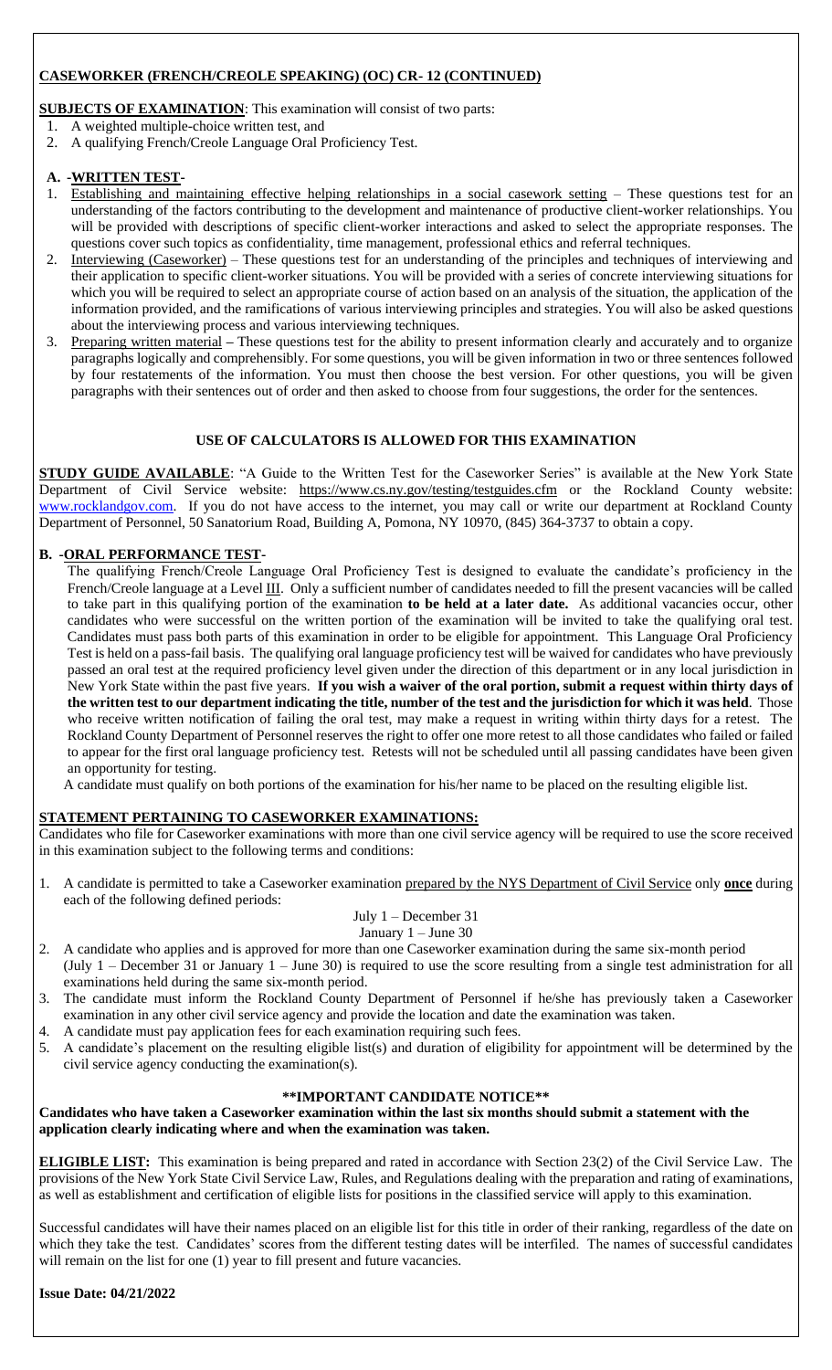## **CASEWORKER (FRENCH/CREOLE SPEAKING) (OC) CR- 12 (CONTINUED)**

**SUBJECTS OF EXAMINATION**: This examination will consist of two parts:

1. A weighted multiple-choice written test, and
2. A qualifying French/Creole Language Oral Proficiency Test.

### **A. -WRITTEN TEST-**

1. Establishing and maintaining effective helping relationships in a social casework setting – These questions test for an understanding of the factors contributing to the development and maintenance of productive client-worker relationships. You will be provided with descriptions of specific client-worker interactions and asked to select the appropriate responses. The questions cover such topics as confidentiality, time management, professional ethics and referral techniques.
2. Interviewing (Caseworker) – These questions test for an understanding of the principles and techniques of interviewing and their application to specific client-worker situations. You will be provided with a series of concrete interviewing situations for which you will be required to select an appropriate course of action based on an analysis of the situation, the application of the information provided, and the ramifications of various interviewing principles and strategies. You will also be asked questions about the interviewing process and various interviewing techniques.
3. Preparing written material – These questions test for the ability to present information clearly and accurately and to organize paragraphs logically and comprehensibly. For some questions, you will be given information in two or three sentences followed by four restatements of the information. You must then choose the best version. For other questions, you will be given paragraphs with their sentences out of order and then asked to choose from four suggestions, the order for the sentences.

**USE OF CALCULATORS IS ALLOWED FOR THIS EXAMINATION**

**STUDY GUIDE AVAILABLE**: "A Guide to the Written Test for the Caseworker Series" is available at the New York State Department of Civil Service website: https://www.cs.ny.gov/testing/testguides.cfm or the Rockland County website: www.rocklandgov.com. If you do not have access to the internet, you may call or write our department at Rockland County Department of Personnel, 50 Sanatorium Road, Building A, Pomona, NY 10970, (845) 364-3737 to obtain a copy.

### **B. -ORAL PERFORMANCE TEST-**

The qualifying French/Creole Language Oral Proficiency Test is designed to evaluate the candidate's proficiency in the French/Creole language at a Level III. Only a sufficient number of candidates needed to fill the present vacancies will be called to take part in this qualifying portion of the examination **to be held at a later date.** As additional vacancies occur, other candidates who were successful on the written portion of the examination will be invited to take the qualifying oral test. Candidates must pass both parts of this examination in order to be eligible for appointment. This Language Oral Proficiency Test is held on a pass-fail basis. The qualifying oral language proficiency test will be waived for candidates who have previously passed an oral test at the required proficiency level given under the direction of this department or in any local jurisdiction in New York State within the past five years. **If you wish a waiver of the oral portion, submit a request within thirty days of the written test to our department indicating the title, number of the test and the jurisdiction for which it was held**. Those who receive written notification of failing the oral test, may make a request in writing within thirty days for a retest. The Rockland County Department of Personnel reserves the right to offer one more retest to all those candidates who failed or failed to appear for the first oral language proficiency test. Retests will not be scheduled until all passing candidates have been given an opportunity for testing.

A candidate must qualify on both portions of the examination for his/her name to be placed on the resulting eligible list.

**STATEMENT PERTAINING TO CASEWORKER EXAMINATIONS:**

Candidates who file for Caseworker examinations with more than one civil service agency will be required to use the score received in this examination subject to the following terms and conditions:

1. A candidate is permitted to take a Caseworker examination prepared by the NYS Department of Civil Service only **once** during each of the following defined periods:

   July 1 – December 31

   January 1 – June 30
2. A candidate who applies and is approved for more than one Caseworker examination during the same six-month period (July 1 – December 31 or January 1 – June 30) is required to use the score resulting from a single test administration for all examinations held during the same six-month period.
3. The candidate must inform the Rockland County Department of Personnel if he/she has previously taken a Caseworker examination in any other civil service agency and provide the location and date the examination was taken.
4. A candidate must pay application fees for each examination requiring such fees.
5. A candidate's placement on the resulting eligible list(s) and duration of eligibility for appointment will be determined by the civil service agency conducting the examination(s).

**\*\*IMPORTANT CANDIDATE NOTICE\*\***

**Candidates who have taken a Caseworker examination within the last six months should submit a statement with the application clearly indicating where and when the examination was taken.**

**ELIGIBLE LIST:** This examination is being prepared and rated in accordance with Section 23(2) of the Civil Service Law. The provisions of the New York State Civil Service Law, Rules, and Regulations dealing with the preparation and rating of examinations, as well as establishment and certification of eligible lists for positions in the classified service will apply to this examination.

Successful candidates will have their names placed on an eligible list for this title in order of their ranking, regardless of the date on which they take the test. Candidates' scores from the different testing dates will be interfiled. The names of successful candidates will remain on the list for one (1) year to fill present and future vacancies.

**Issue Date: 04/21/2022**